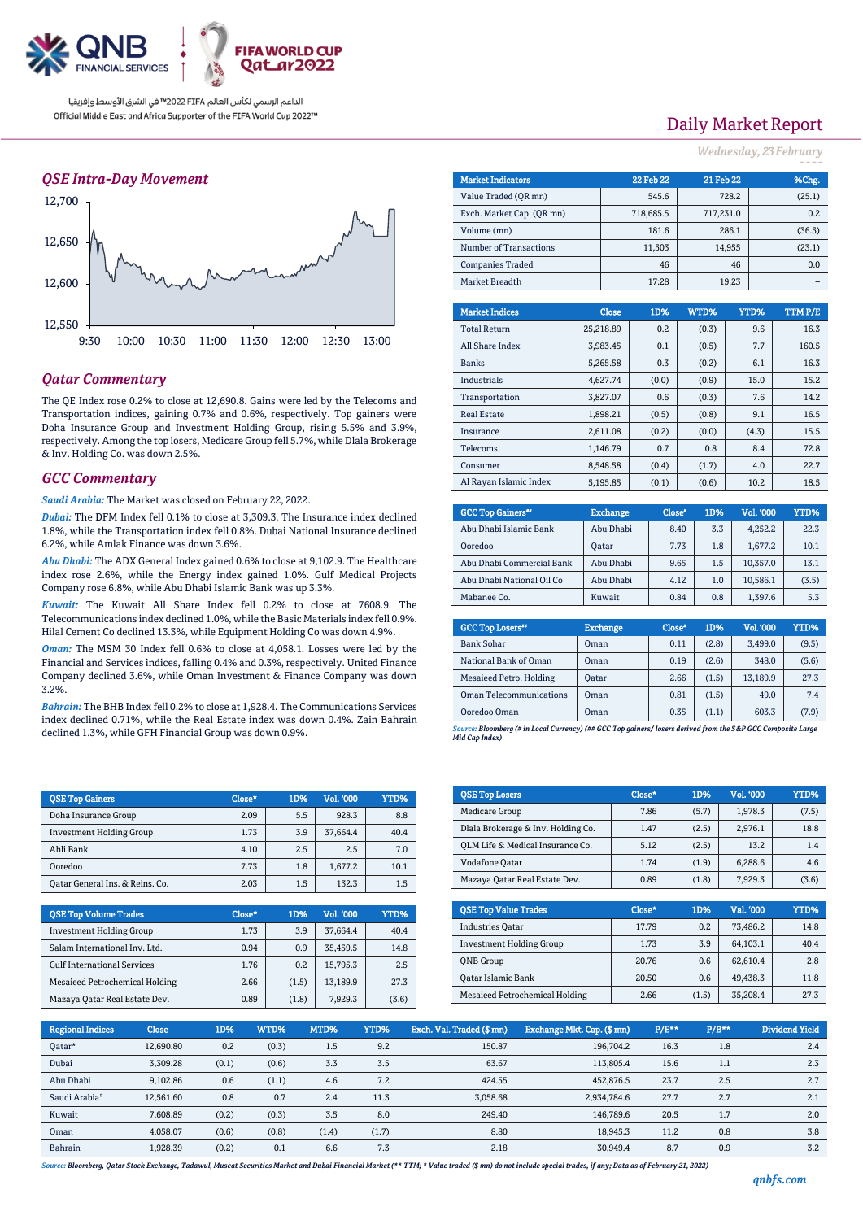# Daily Market Report

*Wednesday, 23 February*

الداعم الرسمي لكأس العالم FIFA 2022™ في الشرق الأوسط وإفريقيا
Official Middle East and Africa Supporter of the FIFA World Cup 2022™

## QSE Intra-Day Movement

## Qatar Commentary

The QE Index rose 0.2% to close at 12,690.8. Gains were led by the Telecoms and Transportation indices, gaining 0.7% and 0.6%, respectively. Top gainers were Doha Insurance Group and Investment Holding Group, rising 5.5% and 3.9%, respectively. Among the top losers, Medicare Group fell 5.7%, while Dlala Brokerage & Inv. Holding Co. was down 2.5%.

## GCC Commentary

***Saudi Arabia:*** The Market was closed on February 22, 2022.

***Dubai:*** The DFM Index fell 0.1% to close at 3,309.3. The Insurance index declined 1.8%, while the Transportation index fell 0.8%. Dubai National Insurance declined 6.2%, while Amlak Finance was down 3.6%.

***Abu Dhabi:*** The ADX General Index gained 0.6% to close at 9,102.9. The Healthcare index rose 2.6%, while the Energy index gained 1.0%. Gulf Medical Projects Company rose 6.8%, while Abu Dhabi Islamic Bank was up 3.3%.

***Kuwait:*** The Kuwait All Share Index fell 0.2% to close at 7608.9. The Telecommunications index declined 1.0%, while the Basic Materials index fell 0.9%. Hilal Cement Co declined 13.3%, while Equipment Holding Co was down 4.9%.

***Oman:*** The MSM 30 Index fell 0.6% to close at 4,058.1. Losses were led by the Financial and Services indices, falling 0.4% and 0.3%, respectively. United Finance Company declined 3.6%, while Oman Investment & Finance Company was down 3.2%.

***Bahrain:*** The BHB Index fell 0.2% to close at 1,928.4. The Communications Services index declined 0.71%, while the Real Estate index was down 0.4%. Zain Bahrain declined 1.3%, while GFH Financial Group was down 0.9%.

| Market Indicators | 22 Feb 22 | 21 Feb 22 | %Chg. |
|---|---|---|---|
| Value Traded (QR mn) | 545.6 | 728.2 | (25.1) |
| Exch. Market Cap. (QR mn) | 718,685.5 | 717,231.0 | 0.2 |
| Volume (mn) | 181.6 | 286.1 | (36.5) |
| Number of Transactions | 11,503 | 14,955 | (23.1) |
| Companies Traded | 46 | 46 | 0.0 |
| Market Breadth | 17:28 | 19:23 | – |

| Market Indices | Close | 1D% | WTD% | YTD% | TTM P/E |
|---|---|---|---|---|---|
| Total Return | 25,218.89 | 0.2 | (0.3) | 9.6 | 16.3 |
| All Share Index | 3,983.45 | 0.1 | (0.5) | 7.7 | 160.5 |
| Banks | 5,265.58 | 0.3 | (0.2) | 6.1 | 16.3 |
| Industrials | 4,627.74 | (0.0) | (0.9) | 15.0 | 15.2 |
| Transportation | 3,827.07 | 0.6 | (0.3) | 7.6 | 14.2 |
| Real Estate | 1,898.21 | (0.5) | (0.8) | 9.1 | 16.5 |
| Insurance | 2,611.08 | (0.2) | (0.0) | (4.3) | 15.5 |
| Telecoms | 1,146.79 | 0.7 | 0.8 | 8.4 | 72.8 |
| Consumer | 8,548.58 | (0.4) | (1.7) | 4.0 | 22.7 |
| Al Rayan Islamic Index | 5,195.85 | (0.1) | (0.6) | 10.2 | 18.5 |

| GCC Top Gainers## | Exchange | Close# | 1D% | Vol. '000 | YTD% |
|---|---|---|---|---|---|
| Abu Dhabi Islamic Bank | Abu Dhabi | 8.40 | 3.3 | 4,252.2 | 22.3 |
| Ooredoo | Qatar | 7.73 | 1.8 | 1,677.2 | 10.1 |
| Abu Dhabi Commercial Bank | Abu Dhabi | 9.65 | 1.5 | 10,357.0 | 13.1 |
| Abu Dhabi National Oil Co | Abu Dhabi | 4.12 | 1.0 | 10,586.1 | (3.5) |
| Mabanee Co. | Kuwait | 0.84 | 0.8 | 1,397.6 | 5.3 |

| GCC Top Losers## | Exchange | Close# | 1D% | Vol. '000 | YTD% |
|---|---|---|---|---|---|
| Bank Sohar | Oman | 0.11 | (2.8) | 3,499.0 | (9.5) |
| National Bank of Oman | Oman | 0.19 | (2.6) | 348.0 | (5.6) |
| Mesaieed Petro. Holding | Qatar | 2.66 | (1.5) | 13,189.9 | 27.3 |
| Oman Telecommunications | Oman | 0.81 | (1.5) | 49.0 | 7.4 |
| Ooredoo Oman | Oman | 0.35 | (1.1) | 603.3 | (7.9) |

*Source: Bloomberg (# in Local Currency) (## GCC Top gainers/ losers derived from the S&P GCC Composite Large Mid Cap Index)*

| QSE Top Gainers | Close* | 1D% | Vol. '000 | YTD% |
|---|---|---|---|---|
| Doha Insurance Group | 2.09 | 5.5 | 928.3 | 8.8 |
| Investment Holding Group | 1.73 | 3.9 | 37,664.4 | 40.4 |
| Ahli Bank | 4.10 | 2.5 | 2.5 | 7.0 |
| Ooredoo | 7.73 | 1.8 | 1,677.2 | 10.1 |
| Qatar General Ins. & Reins. Co. | 2.03 | 1.5 | 132.3 | 1.5 |

| QSE Top Losers | Close* | 1D% | Vol. '000 | YTD% |
|---|---|---|---|---|
| Medicare Group | 7.86 | (5.7) | 1,978.3 | (7.5) |
| Dlala Brokerage & Inv. Holding Co. | 1.47 | (2.5) | 2,976.1 | 18.8 |
| QLM Life & Medical Insurance Co. | 5.12 | (2.5) | 13.2 | 1.4 |
| Vodafone Qatar | 1.74 | (1.9) | 6,288.6 | 4.6 |
| Mazaya Qatar Real Estate Dev. | 0.89 | (1.8) | 7,929.3 | (3.6) |

| QSE Top Volume Trades | Close* | 1D% | Vol. '000 | YTD% |
|---|---|---|---|---|
| Investment Holding Group | 1.73 | 3.9 | 37,664.4 | 40.4 |
| Salam International Inv. Ltd. | 0.94 | 0.9 | 35,459.5 | 14.8 |
| Gulf International Services | 1.76 | 0.2 | 15,795.3 | 2.5 |
| Mesaieed Petrochemical Holding | 2.66 | (1.5) | 13,189.9 | 27.3 |
| Mazaya Qatar Real Estate Dev. | 0.89 | (1.8) | 7,929.3 | (3.6) |

| QSE Top Value Trades | Close* | 1D% | Val. '000 | YTD% |
|---|---|---|---|---|
| Industries Qatar | 17.79 | 0.2 | 73,486.2 | 14.8 |
| Investment Holding Group | 1.73 | 3.9 | 64,103.1 | 40.4 |
| QNB Group | 20.76 | 0.6 | 62,610.4 | 2.8 |
| Qatar Islamic Bank | 20.50 | 0.6 | 49,438.3 | 11.8 |
| Mesaieed Petrochemical Holding | 2.66 | (1.5) | 35,208.4 | 27.3 |

| Regional Indices | Close | 1D% | WTD% | MTD% | YTD% | Exch. Val. Traded ($ mn) | Exchange Mkt. Cap. ($ mn) | P/E** | P/B** | Dividend Yield |
|---|---|---|---|---|---|---|---|---|---|---|
| Qatar* | 12,690.80 | 0.2 | (0.3) | 1.5 | 9.2 | 150.87 | 196,704.2 | 16.3 | 1.8 | 2.4 |
| Dubai | 3,309.28 | (0.1) | (0.6) | 3.3 | 3.5 | 63.67 | 113,805.4 | 15.6 | 1.1 | 2.3 |
| Abu Dhabi | 9,102.86 | 0.6 | (1.1) | 4.6 | 7.2 | 424.55 | 452,876.5 | 23.7 | 2.5 | 2.7 |
| Saudi Arabia# | 12,561.60 | 0.8 | 0.7 | 2.4 | 11.3 | 3,058.68 | 2,934,784.6 | 27.7 | 2.7 | 2.1 |
| Kuwait | 7,608.89 | (0.2) | (0.3) | 3.5 | 8.0 | 249.40 | 146,789.6 | 20.5 | 1.7 | 2.0 |
| Oman | 4,058.07 | (0.6) | (0.8) | (1.4) | (1.7) | 8.80 | 18,945.3 | 11.2 | 0.8 | 3.8 |
| Bahrain | 1,928.39 | (0.2) | 0.1 | 6.6 | 7.3 | 2.18 | 30,949.4 | 8.7 | 0.9 | 3.2 |

*Source: Bloomberg, Qatar Stock Exchange, Tadawul, Muscat Securities Market and Dubai Financial Market (** TTM; * Value traded ($ mn) do not include special trades, if any; Data as of February 21, 2022)*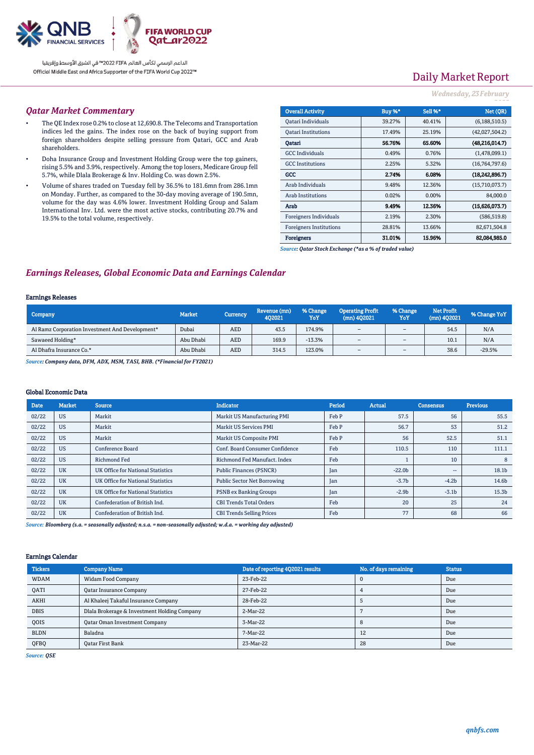Daily Market Report

*Wednesday, 23 February 2022*

## *Qatar Market Commentary*

- The QE Index rose 0.2% to close at 12,690.8. The Telecoms and Transportation indices led the gains. The index rose on the back of buying support from foreign shareholders despite selling pressure from Qatari, GCC and Arab shareholders.
- Doha Insurance Group and Investment Holding Group were the top gainers, rising 5.5% and 3.9%, respectively. Among the top losers, Medicare Group fell 5.7%, while Dlala Brokerage & Inv. Holding Co. was down 2.5%.
- Volume of shares traded on Tuesday fell by 36.5% to 181.6mn from 286.1mn on Monday. Further, as compared to the 30-day moving average of 190.5mn, volume for the day was 4.6% lower. Investment Holding Group and Salam International Inv. Ltd. were the most active stocks, contributing 20.7% and 19.5% to the total volume, respectively.

| Overall Activity | Buy %* | Sell %* | Net (QR) |
|---|---|---|---|
| Qatari Individuals | 39.27% | 40.41% | (6,188,510.5) |
| Qatari Institutions | 17.49% | 25.19% | (42,027,504.2) |
| **Qatari** | **56.76%** | **65.60%** | **(48,216,014.7)** |
| GCC Individuals | 0.49% | 0.76% | (1,478,099.1) |
| GCC Institutions | 2.25% | 5.32% | (16,764,797.6) |
| **GCC** | **2.74%** | **6.08%** | **(18,242,896.7)** |
| Arab Individuals | 9.48% | 12.36% | (15,710,073.7) |
| Arab Institutions | 0.02% | 0.00% | 84,000.0 |
| **Arab** | **9.49%** | **12.36%** | **(15,626,073.7)** |
| Foreigners Individuals | 2.19% | 2.30% | (586,519.8) |
| Foreigners Institutions | 28.81% | 13.66% | 82,671,504.8 |
| **Foreigners** | **31.01%** | **15.96%** | **82,084,985.0** |

*Source: Qatar Stock Exchange (\*as a % of traded value)*

## *Earnings Releases, Global Economic Data and Earnings Calendar*

### Earnings Releases

| Company | Market | Currency | Revenue (mn) 4Q2021 | % Change YoY | Operating Profit (mn) 4Q2021 | % Change YoY | Net Profit (mn) 4Q2021 | % Change YoY |
|---|---|---|---|---|---|---|---|---|
| Al Ramz Corporation Investment And Development* | Dubai | AED | 43.5 | 174.9% | – | – | 54.5 | N/A |
| Sawaeed Holding* | Abu Dhabi | AED | 169.9 | -13.3% | – | – | 10.1 | N/A |
| Al Dhafra Insurance Co.* | Abu Dhabi | AED | 314.5 | 123.0% | – | – | 38.6 | -29.5% |

*Source: Company data, DFM, ADX, MSM, TASI, BHB. (\*Financial for FY2021)*

### Global Economic Data

| Date | Market | Source | Indicator | Period | Actual | Consensus | Previous |
|---|---|---|---|---|---|---|---|
| 02/22 | US | Markit | Markit US Manufacturing PMI | Feb P | 57.5 | 56 | 55.5 |
| 02/22 | US | Markit | Markit US Services PMI | Feb P | 56.7 | 53 | 51.2 |
| 02/22 | US | Markit | Markit US Composite PMI | Feb P | 56 | 52.5 | 51.1 |
| 02/22 | US | Conference Board | Conf. Board Consumer Confidence | Feb | 110.5 | 110 | 111.1 |
| 02/22 | US | Richmond Fed | Richmond Fed Manufact. Index | Feb | 1 | 10 | 8 |
| 02/22 | UK | UK Office for National Statistics | Public Finances (PSNCR) | Jan | -22.0b | -- | 18.1b |
| 02/22 | UK | UK Office for National Statistics | Public Sector Net Borrowing | Jan | -3.7b | -4.2b | 14.6b |
| 02/22 | UK | UK Office for National Statistics | PSNB ex Banking Groups | Jan | -2.9b | -3.1b | 15.3b |
| 02/22 | UK | Confederation of British Ind. | CBI Trends Total Orders | Feb | 20 | 25 | 24 |
| 02/22 | UK | Confederation of British Ind. | CBI Trends Selling Prices | Feb | 77 | 68 | 66 |

*Source: Bloomberg (s.a. = seasonally adjusted; n.s.a. = non-seasonally adjusted; w.d.a. = working day adjusted)*

### Earnings Calendar

| Tickers | Company Name | Date of reporting 4Q2021 results | No. of days remaining | Status |
|---|---|---|---|---|
| WDAM | Widam Food Company | 23-Feb-22 | 0 | Due |
| QATI | Qatar Insurance Company | 27-Feb-22 | 4 | Due |
| AKHI | Al Khaleej Takaful Insurance Company | 28-Feb-22 | 5 | Due |
| DBIS | Dlala Brokerage & Investment Holding Company | 2-Mar-22 | 7 | Due |
| QOIS | Qatar Oman Investment Company | 3-Mar-22 | 8 | Due |
| BLDN | Baladna | 7-Mar-22 | 12 | Due |
| QFBQ | Qatar First Bank | 23-Mar-22 | 28 | Due |

*Source: QSE*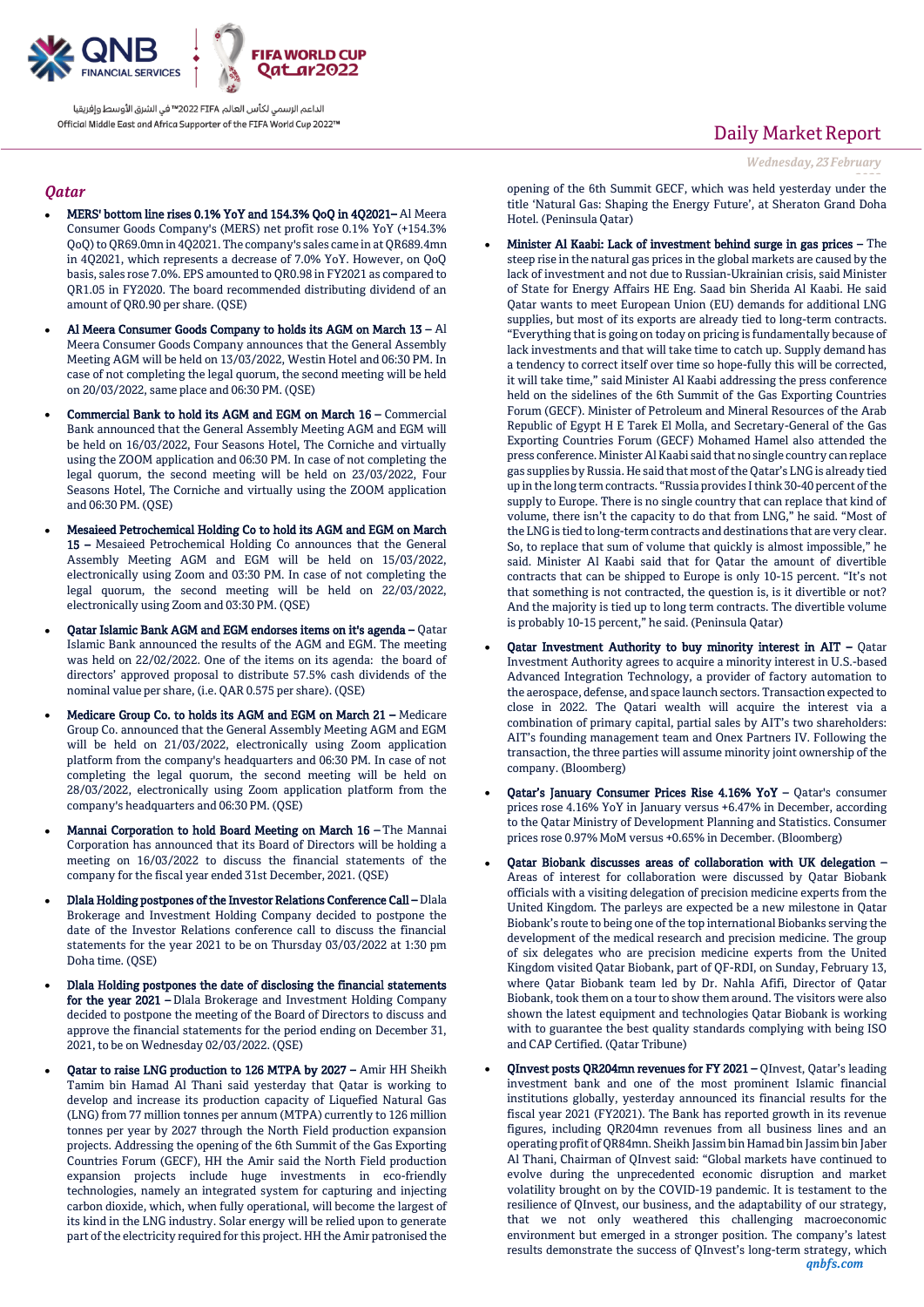## Qatar

- **MERS' bottom line rises 0.1% YoY and 154.3% QoQ in 4Q2021–** Al Meera Consumer Goods Company's (MERS) net profit rose 0.1% YoY (+154.3% QoQ) to QR69.0mn in 4Q2021. The company's sales came in at QR689.4mn in 4Q2021, which represents a decrease of 7.0% YoY. However, on QoQ basis, sales rose 7.0%. EPS amounted to QR0.98 in FY2021 as compared to QR1.05 in FY2020. The board recommended distributing dividend of an amount of QR0.90 per share. (QSE)

- **Al Meera Consumer Goods Company to holds its AGM on March 13 –** Al Meera Consumer Goods Company announces that the General Assembly Meeting AGM will be held on 13/03/2022, Westin Hotel and 06:30 PM. In case of not completing the legal quorum, the second meeting will be held on 20/03/2022, same place and 06:30 PM. (QSE)

- **Commercial Bank to hold its AGM and EGM on March 16 –** Commercial Bank announced that the General Assembly Meeting AGM and EGM will be held on 16/03/2022, Four Seasons Hotel, The Corniche and virtually using the ZOOM application and 06:30 PM. In case of not completing the legal quorum, the second meeting will be held on 23/03/2022, Four Seasons Hotel, The Corniche and virtually using the ZOOM application and 06:30 PM. (QSE)

- **Mesaieed Petrochemical Holding Co to hold its AGM and EGM on March 15 –** Mesaieed Petrochemical Holding Co announces that the General Assembly Meeting AGM and EGM will be held on 15/03/2022, electronically using Zoom and 03:30 PM. In case of not completing the legal quorum, the second meeting will be held on 22/03/2022, electronically using Zoom and 03:30 PM. (QSE)

- **Qatar Islamic Bank AGM and EGM endorses items on it's agenda –** Qatar Islamic Bank announced the results of the AGM and EGM. The meeting was held on 22/02/2022. One of the items on its agenda: the board of directors' approved proposal to distribute 57.5% cash dividends of the nominal value per share, (i.e. QAR 0.575 per share). (QSE)

- **Medicare Group Co. to holds its AGM and EGM on March 21 –** Medicare Group Co. announced that the General Assembly Meeting AGM and EGM will be held on 21/03/2022, electronically using Zoom application platform from the company's headquarters and 06:30 PM. In case of not completing the legal quorum, the second meeting will be held on 28/03/2022, electronically using Zoom application platform from the company's headquarters and 06:30 PM. (QSE)

- **Mannai Corporation to hold Board Meeting on March 16 –** The Mannai Corporation has announced that its Board of Directors will be holding a meeting on 16/03/2022 to discuss the financial statements of the company for the fiscal year ended 31st December, 2021. (QSE)

- **Dlala Holding postpones of the Investor Relations Conference Call –** Dlala Brokerage and Investment Holding Company decided to postpone the date of the Investor Relations conference call to discuss the financial statements for the year 2021 to be on Thursday 03/03/2022 at 1:30 pm Doha time. (QSE)

- **Dlala Holding postpones the date of disclosing the financial statements for the year 2021 –** Dlala Brokerage and Investment Holding Company decided to postpone the meeting of the Board of Directors to discuss and approve the financial statements for the period ending on December 31, 2021, to be on Wednesday 02/03/2022. (QSE)

- **Qatar to raise LNG production to 126 MTPA by 2027 –** Amir HH Sheikh Tamim bin Hamad Al Thani said yesterday that Qatar is working to develop and increase its production capacity of Liquefied Natural Gas (LNG) from 77 million tonnes per annum (MTPA) currently to 126 million tonnes per year by 2027 through the North Field production expansion projects. Addressing the opening of the 6th Summit of the Gas Exporting Countries Forum (GECF), HH the Amir said the North Field production expansion projects include huge investments in eco-friendly technologies, namely an integrated system for capturing and injecting carbon dioxide, which, when fully operational, will become the largest of its kind in the LNG industry. Solar energy will be relied upon to generate part of the electricity required for this project. HH the Amir patronised the opening of the 6th Summit GECF, which was held yesterday under the title 'Natural Gas: Shaping the Energy Future', at Sheraton Grand Doha Hotel. (Peninsula Qatar)

- **Minister Al Kaabi: Lack of investment behind surge in gas prices –** The steep rise in the natural gas prices in the global markets are caused by the lack of investment and not due to Russian-Ukrainian crisis, said Minister of State for Energy Affairs HE Eng. Saad bin Sherida Al Kaabi. He said Qatar wants to meet European Union (EU) demands for additional LNG supplies, but most of its exports are already tied to long-term contracts. "Everything that is going on today on pricing is fundamentally because of lack investments and that will take time to catch up. Supply demand has a tendency to correct itself over time so hope-fully this will be corrected, it will take time," said Minister Al Kaabi addressing the press conference held on the sidelines of the 6th Summit of the Gas Exporting Countries Forum (GECF). Minister of Petroleum and Mineral Resources of the Arab Republic of Egypt H E Tarek El Molla, and Secretary-General of the Gas Exporting Countries Forum (GECF) Mohamed Hamel also attended the press conference. Minister Al Kaabi said that no single country can replace gas supplies by Russia. He said that most of the Qatar's LNG is already tied up in the long term contracts. "Russia provides I think 30-40 percent of the supply to Europe. There is no single country that can replace that kind of volume, there isn't the capacity to do that from LNG," he said. "Most of the LNG is tied to long-term contracts and destinations that are very clear. So, to replace that sum of volume that quickly is almost impossible," he said. Minister Al Kaabi said that for Qatar the amount of divertible contracts that can be shipped to Europe is only 10-15 percent. "It's not that something is not contracted, the question is, is it divertible or not? And the majority is tied up to long term contracts. The divertible volume is probably 10-15 percent," he said. (Peninsula Qatar)

- **Qatar Investment Authority to buy minority interest in AIT –** Qatar Investment Authority agrees to acquire a minority interest in U.S.-based Advanced Integration Technology, a provider of factory automation to the aerospace, defense, and space launch sectors. Transaction expected to close in 2022. The Qatari wealth will acquire the interest via a combination of primary capital, partial sales by AIT's two shareholders: AIT's founding management team and Onex Partners IV. Following the transaction, the three parties will assume minority joint ownership of the company. (Bloomberg)

- **Qatar's January Consumer Prices Rise 4.16% YoY –** Qatar's consumer prices rose 4.16% YoY in January versus +6.47% in December, according to the Qatar Ministry of Development Planning and Statistics. Consumer prices rose 0.97% MoM versus +0.65% in December. (Bloomberg)

- **Qatar Biobank discusses areas of collaboration with UK delegation –** Areas of interest for collaboration were discussed by Qatar Biobank officials with a visiting delegation of precision medicine experts from the United Kingdom. The parleys are expected be a new milestone in Qatar Biobank's route to being one of the top international Biobanks serving the development of the medical research and precision medicine. The group of six delegates who are precision medicine experts from the United Kingdom visited Qatar Biobank, part of QF-RDI, on Sunday, February 13, where Qatar Biobank team led by Dr. Nahla Afifi, Director of Qatar Biobank, took them on a tour to show them around. The visitors were also shown the latest equipment and technologies Qatar Biobank is working with to guarantee the best quality standards complying with being ISO and CAP Certified. (Qatar Tribune)

- **QInvest posts QR204mn revenues for FY 2021 –** QInvest, Qatar's leading investment bank and one of the most prominent Islamic financial institutions globally, yesterday announced its financial results for the fiscal year 2021 (FY2021). The Bank has reported growth in its revenue figures, including QR204mn revenues from all business lines and an operating profit of QR84mn. Sheikh Jassim bin Hamad bin Jassim bin Jaber Al Thani, Chairman of QInvest said: "Global markets have continued to evolve during the unprecedented economic disruption and market volatility brought on by the COVID-19 pandemic. It is testament to the resilience of QInvest, our business, and the adaptability of our strategy, that we not only weathered this challenging macroeconomic environment but emerged in a stronger position. The company's latest results demonstrate the success of QInvest's long-term strategy, which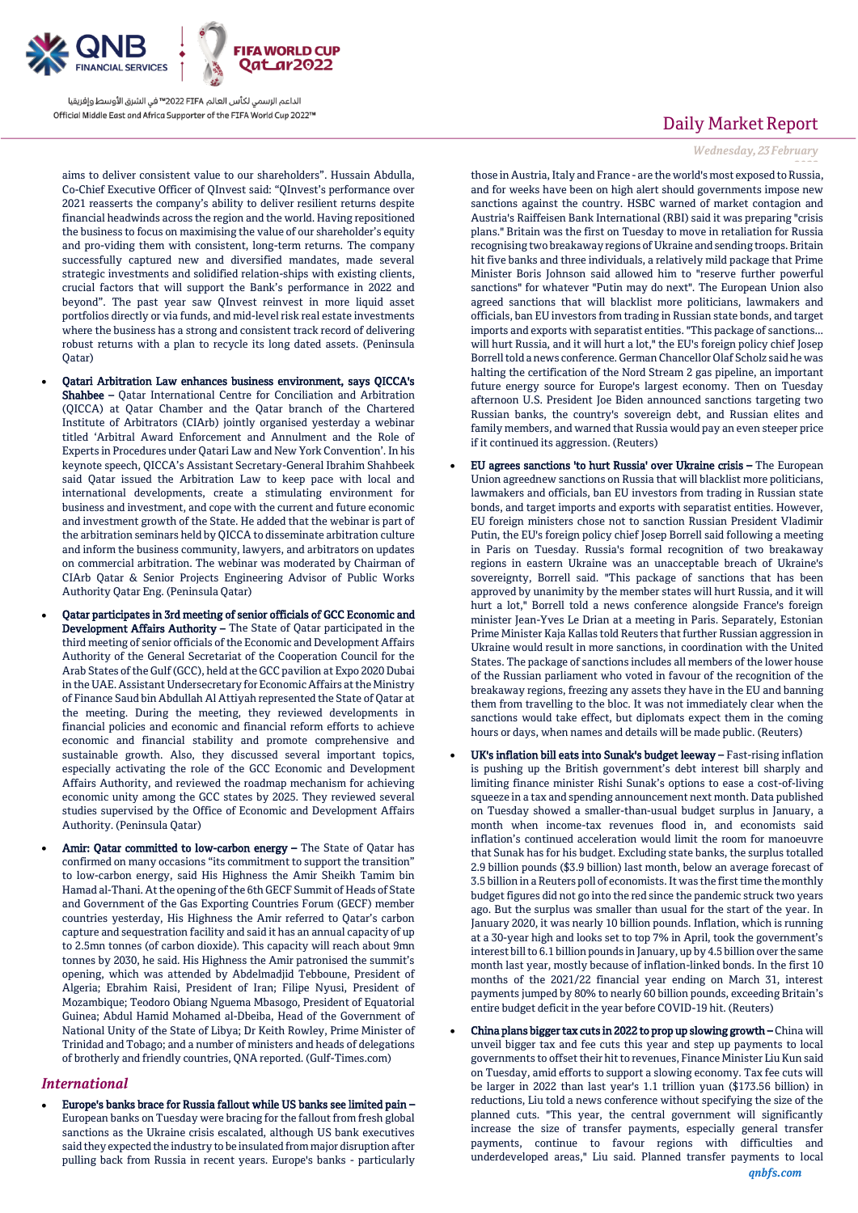aims to deliver consistent value to our shareholders". Hussain Abdulla, Co-Chief Executive Officer of QInvest said: "QInvest's performance over 2021 reasserts the company's ability to deliver resilient returns despite financial headwinds across the region and the world. Having repositioned the business to focus on maximising the value of our shareholder's equity and pro-viding them with consistent, long-term returns. The company successfully captured new and diversified mandates, made several strategic investments and solidified relation-ships with existing clients, crucial factors that will support the Bank's performance in 2022 and beyond". The past year saw QInvest reinvest in more liquid asset portfolios directly or via funds, and mid-level risk real estate investments where the business has a strong and consistent track record of delivering robust returns with a plan to recycle its long dated assets. (Peninsula Qatar)

- **Qatari Arbitration Law enhances business environment, says QICCA's Shahbee –** Qatar International Centre for Conciliation and Arbitration (QICCA) at Qatar Chamber and the Qatar branch of the Chartered Institute of Arbitrators (CIArb) jointly organised yesterday a webinar titled 'Arbitral Award Enforcement and Annulment and the Role of Experts in Procedures under Qatari Law and New York Convention'. In his keynote speech, QICCA's Assistant Secretary-General Ibrahim Shahbeek said Qatar issued the Arbitration Law to keep pace with local and international developments, create a stimulating environment for business and investment, and cope with the current and future economic and investment growth of the State. He added that the webinar is part of the arbitration seminars held by QICCA to disseminate arbitration culture and inform the business community, lawyers, and arbitrators on updates on commercial arbitration. The webinar was moderated by Chairman of CIArb Qatar & Senior Projects Engineering Advisor of Public Works Authority Qatar Eng. (Peninsula Qatar)

- **Qatar participates in 3rd meeting of senior officials of GCC Economic and Development Affairs Authority –** The State of Qatar participated in the third meeting of senior officials of the Economic and Development Affairs Authority of the General Secretariat of the Cooperation Council for the Arab States of the Gulf (GCC), held at the GCC pavilion at Expo 2020 Dubai in the UAE. Assistant Undersecretary for Economic Affairs at the Ministry of Finance Saud bin Abdullah Al Attiyah represented the State of Qatar at the meeting. During the meeting, they reviewed developments in financial policies and economic and financial reform efforts to achieve economic and financial stability and promote comprehensive and sustainable growth. Also, they discussed several important topics, especially activating the role of the GCC Economic and Development Affairs Authority, and reviewed the roadmap mechanism for achieving economic unity among the GCC states by 2025. They reviewed several studies supervised by the Office of Economic and Development Affairs Authority. (Peninsula Qatar)

- **Amir: Qatar committed to low-carbon energy –** The State of Qatar has confirmed on many occasions "its commitment to support the transition" to low-carbon energy, said His Highness the Amir Sheikh Tamim bin Hamad al-Thani. At the opening of the 6th GECF Summit of Heads of State and Government of the Gas Exporting Countries Forum (GECF) member countries yesterday, His Highness the Amir referred to Qatar's carbon capture and sequestration facility and said it has an annual capacity of up to 2.5mn tonnes (of carbon dioxide). This capacity will reach about 9mn tonnes by 2030, he said. His Highness the Amir patronised the summit's opening, which was attended by Abdelmadjid Tebboune, President of Algeria; Ebrahim Raisi, President of Iran; Filipe Nyusi, President of Mozambique; Teodoro Obiang Nguema Mbasogo, President of Equatorial Guinea; Abdul Hamid Mohamed al-Dbeiba, Head of the Government of National Unity of the State of Libya; Dr Keith Rowley, Prime Minister of Trinidad and Tobago; and a number of ministers and heads of delegations of brotherly and friendly countries, QNA reported. (Gulf-Times.com)

## *International*

- **Europe's banks brace for Russia fallout while US banks see limited pain –** European banks on Tuesday were bracing for the fallout from fresh global sanctions as the Ukraine crisis escalated, although US bank executives said they expected the industry to be insulated from major disruption after pulling back from Russia in recent years. Europe's banks - particularly those in Austria, Italy and France - are the world's most exposed to Russia, and for weeks have been on high alert should governments impose new sanctions against the country. HSBC warned of market contagion and Austria's Raiffeisen Bank International (RBI) said it was preparing "crisis plans." Britain was the first on Tuesday to move in retaliation for Russia recognising two breakaway regions of Ukraine and sending troops. Britain hit five banks and three individuals, a relatively mild package that Prime Minister Boris Johnson said allowed him to "reserve further powerful sanctions" for whatever "Putin may do next". The European Union also agreed sanctions that will blacklist more politicians, lawmakers and officials, ban EU investors from trading in Russian state bonds, and target imports and exports with separatist entities. "This package of sanctions... will hurt Russia, and it will hurt a lot," the EU's foreign policy chief Josep Borrell told a news conference. German Chancellor Olaf Scholz said he was halting the certification of the Nord Stream 2 gas pipeline, an important future energy source for Europe's largest economy. Then on Tuesday afternoon U.S. President Joe Biden announced sanctions targeting two Russian banks, the country's sovereign debt, and Russian elites and family members, and warned that Russia would pay an even steeper price if it continued its aggression. (Reuters)

- **EU agrees sanctions 'to hurt Russia' over Ukraine crisis –** The European Union agreednew sanctions on Russia that will blacklist more politicians, lawmakers and officials, ban EU investors from trading in Russian state bonds, and target imports and exports with separatist entities. However, EU foreign ministers chose not to sanction Russian President Vladimir Putin, the EU's foreign policy chief Josep Borrell said following a meeting in Paris on Tuesday. Russia's formal recognition of two breakaway regions in eastern Ukraine was an unacceptable breach of Ukraine's sovereignty, Borrell said. "This package of sanctions that has been approved by unanimity by the member states will hurt Russia, and it will hurt a lot," Borrell told a news conference alongside France's foreign minister Jean-Yves Le Drian at a meeting in Paris. Separately, Estonian Prime Minister Kaja Kallas told Reuters that further Russian aggression in Ukraine would result in more sanctions, in coordination with the United States. The package of sanctions includes all members of the lower house of the Russian parliament who voted in favour of the recognition of the breakaway regions, freezing any assets they have in the EU and banning them from travelling to the bloc. It was not immediately clear when the sanctions would take effect, but diplomats expect them in the coming hours or days, when names and details will be made public. (Reuters)

- **UK's inflation bill eats into Sunak's budget leeway –** Fast-rising inflation is pushing up the British government's debt interest bill sharply and limiting finance minister Rishi Sunak's options to ease a cost-of-living squeeze in a tax and spending announcement next month. Data published on Tuesday showed a smaller-than-usual budget surplus in January, a month when income-tax revenues flood in, and economists said inflation's continued acceleration would limit the room for manoeuvre that Sunak has for his budget. Excluding state banks, the surplus totalled 2.9 billion pounds ($3.9 billion) last month, below an average forecast of 3.5 billion in a Reuters poll of economists. It was the first time the monthly budget figures did not go into the red since the pandemic struck two years ago. But the surplus was smaller than usual for the start of the year. In January 2020, it was nearly 10 billion pounds. Inflation, which is running at a 30-year high and looks set to top 7% in April, took the government's interest bill to 6.1 billion pounds in January, up by 4.5 billion over the same month last year, mostly because of inflation-linked bonds. In the first 10 months of the 2021/22 financial year ending on March 31, interest payments jumped by 80% to nearly 60 billion pounds, exceeding Britain's entire budget deficit in the year before COVID-19 hit. (Reuters)

- **China plans bigger tax cuts in 2022 to prop up slowing growth –** China will unveil bigger tax and fee cuts this year and step up payments to local governments to offset their hit to revenues, Finance Minister Liu Kun said on Tuesday, amid efforts to support a slowing economy. Tax fee cuts will be larger in 2022 than last year's 1.1 trillion yuan ($173.56 billion) in reductions, Liu told a news conference without specifying the size of the planned cuts. "This year, the central government will significantly increase the size of transfer payments, especially general transfer payments, continue to favour regions with difficulties and underdeveloped areas," Liu said. Planned transfer payments to local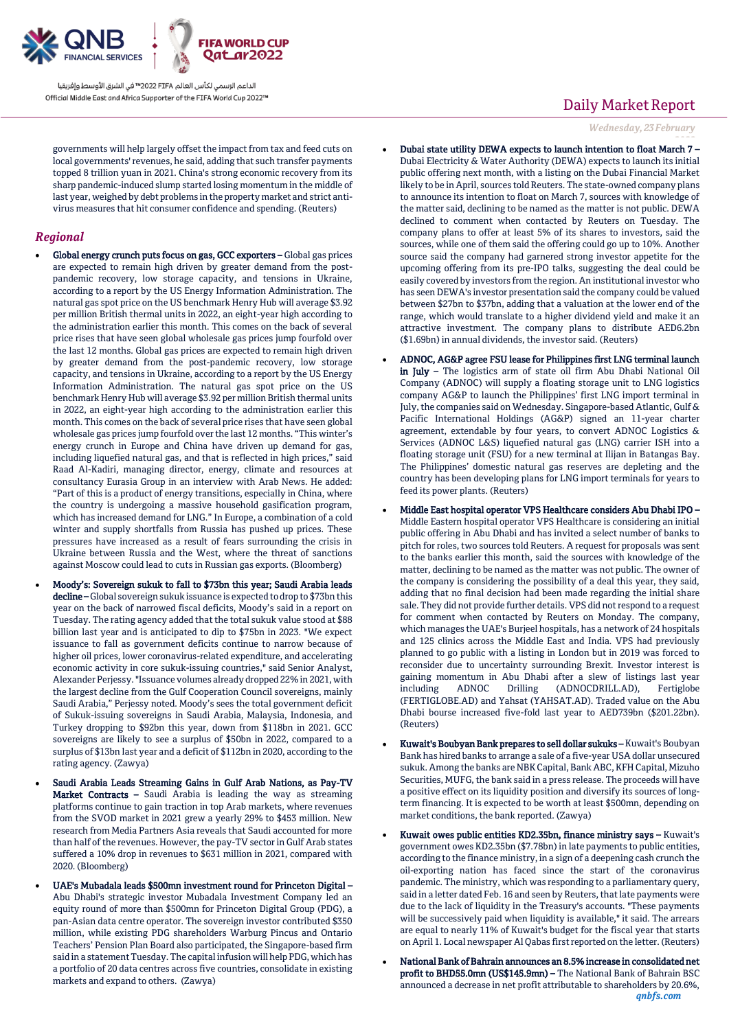governments will help largely offset the impact from tax and feed cuts on local governments' revenues, he said, adding that such transfer payments topped 8 trillion yuan in 2021. China's strong economic recovery from its sharp pandemic-induced slump started losing momentum in the middle of last year, weighed by debt problems in the property market and strict anti-virus measures that hit consumer confidence and spending. (Reuters)

## *Regional*

- **Global energy crunch puts focus on gas, GCC exporters –** Global gas prices are expected to remain high driven by greater demand from the post-pandemic recovery, low storage capacity, and tensions in Ukraine, according to a report by the US Energy Information Administration. The natural gas spot price on the US benchmark Henry Hub will average $3.92 per million British thermal units in 2022, an eight-year high according to the administration earlier this month. This comes on the back of several price rises that have seen global wholesale gas prices jump fourfold over the last 12 months. Global gas prices are expected to remain high driven by greater demand from the post-pandemic recovery, low storage capacity, and tensions in Ukraine, according to a report by the US Energy Information Administration. The natural gas spot price on the US benchmark Henry Hub will average $3.92 per million British thermal units in 2022, an eight-year high according to the administration earlier this month. This comes on the back of several price rises that have seen global wholesale gas prices jump fourfold over the last 12 months. "This winter's energy crunch in Europe and China have driven up demand for gas, including liquefied natural gas, and that is reflected in high prices," said Raad Al-Kadiri, managing director, energy, climate and resources at consultancy Eurasia Group in an interview with Arab News. He added: "Part of this is a product of energy transitions, especially in China, where the country is undergoing a massive household gasification program, which has increased demand for LNG." In Europe, a combination of a cold winter and supply shortfalls from Russia has pushed up prices. These pressures have increased as a result of fears surrounding the crisis in Ukraine between Russia and the West, where the threat of sanctions against Moscow could lead to cuts in Russian gas exports. (Bloomberg)
- **Moody's: Sovereign sukuk to fall to $73bn this year; Saudi Arabia leads decline –** Global sovereign sukuk issuance is expected to drop to $73bn this year on the back of narrowed fiscal deficits, Moody's said in a report on Tuesday. The rating agency added that the total sukuk value stood at $88 billion last year and is anticipated to dip to $75bn in 2023. "We expect issuance to fall as government deficits continue to narrow because of higher oil prices, lower coronavirus-related expenditure, and accelerating economic activity in core sukuk-issuing countries," said Senior Analyst, Alexander Perjessy. "Issuance volumes already dropped 22% in 2021, with the largest decline from the Gulf Cooperation Council sovereigns, mainly Saudi Arabia," Perjessy noted. Moody's sees the total government deficit of Sukuk-issuing sovereigns in Saudi Arabia, Malaysia, Indonesia, and Turkey dropping to $92bn this year, down from $118bn in 2021. GCC sovereigns are likely to see a surplus of $50bn in 2022, compared to a surplus of $13bn last year and a deficit of $112bn in 2020, according to the rating agency. (Zawya)
- **Saudi Arabia Leads Streaming Gains in Gulf Arab Nations, as Pay-TV Market Contracts –** Saudi Arabia is leading the way as streaming platforms continue to gain traction in top Arab markets, where revenues from the SVOD market in 2021 grew a yearly 29% to $453 million. New research from Media Partners Asia reveals that Saudi accounted for more than half of the revenues. However, the pay-TV sector in Gulf Arab states suffered a 10% drop in revenues to $631 million in 2021, compared with 2020. (Bloomberg)
- **UAE's Mubadala leads $500mn investment round for Princeton Digital –** Abu Dhabi's strategic investor Mubadala Investment Company led an equity round of more than $500mn for Princeton Digital Group (PDG), a pan-Asian data centre operator. The sovereign investor contributed $350 million, while existing PDG shareholders Warburg Pincus and Ontario Teachers' Pension Plan Board also participated, the Singapore-based firm said in a statement Tuesday. The capital infusion will help PDG, which has a portfolio of 20 data centres across five countries, consolidate in existing markets and expand to others. (Zawya)
- **Dubai state utility DEWA expects to launch intention to float March 7 –** Dubai Electricity & Water Authority (DEWA) expects to launch its initial public offering next month, with a listing on the Dubai Financial Market likely to be in April, sources told Reuters. The state-owned company plans to announce its intention to float on March 7, sources with knowledge of the matter said, declining to be named as the matter is not public. DEWA declined to comment when contacted by Reuters on Tuesday. The company plans to offer at least 5% of its shares to investors, said the sources, while one of them said the offering could go up to 10%. Another source said the company had garnered strong investor appetite for the upcoming offering from its pre-IPO talks, suggesting the deal could be easily covered by investors from the region. An institutional investor who has seen DEWA's investor presentation said the company could be valued between $27bn to $37bn, adding that a valuation at the lower end of the range, which would translate to a higher dividend yield and make it an attractive investment. The company plans to distribute AED6.2bn ($1.69bn) in annual dividends, the investor said. (Reuters)
- **ADNOC, AG&P agree FSU lease for Philippines first LNG terminal launch in July –** The logistics arm of state oil firm Abu Dhabi National Oil Company (ADNOC) will supply a floating storage unit to LNG logistics company AG&P to launch the Philippines' first LNG import terminal in July, the companies said on Wednesday. Singapore-based Atlantic, Gulf & Pacific International Holdings (AG&P) signed an 11-year charter agreement, extendable by four years, to convert ADNOC Logistics & Services (ADNOC L&S) liquefied natural gas (LNG) carrier ISH into a floating storage unit (FSU) for a new terminal at Ilijan in Batangas Bay. The Philippines' domestic natural gas reserves are depleting and the country has been developing plans for LNG import terminals for years to feed its power plants. (Reuters)
- **Middle East hospital operator VPS Healthcare considers Abu Dhabi IPO –** Middle Eastern hospital operator VPS Healthcare is considering an initial public offering in Abu Dhabi and has invited a select number of banks to pitch for roles, two sources told Reuters. A request for proposals was sent to the banks earlier this month, said the sources with knowledge of the matter, declining to be named as the matter was not public. The owner of the company is considering the possibility of a deal this year, they said, adding that no final decision had been made regarding the initial share sale. They did not provide further details. VPS did not respond to a request for comment when contacted by Reuters on Monday. The company, which manages the UAE's Burjeel hospitals, has a network of 24 hospitals and 125 clinics across the Middle East and India. VPS had previously planned to go public with a listing in London but in 2019 was forced to reconsider due to uncertainty surrounding Brexit. Investor interest is gaining momentum in Abu Dhabi after a slew of listings last year including ADNOC Drilling (ADNOCDRILL.AD), Fertiglobe (FERTIGLOBE.AD) and Yahsat (YAHSAT.AD). Traded value on the Abu Dhabi bourse increased five-fold last year to AED739bn ($201.22bn). (Reuters)
- **Kuwait's Boubyan Bank prepares to sell dollar sukuks –** Kuwait's Boubyan Bank has hired banks to arrange a sale of a five-year USA dollar unsecured sukuk. Among the banks are NBK Capital, Bank ABC, KFH Capital, Mizuho Securities, MUFG, the bank said in a press release. The proceeds will have a positive effect on its liquidity position and diversify its sources of long-term financing. It is expected to be worth at least $500mn, depending on market conditions, the bank reported. (Zawya)
- **Kuwait owes public entities KD2.35bn, finance ministry says –** Kuwait's government owes KD2.35bn ($7.78bn) in late payments to public entities, according to the finance ministry, in a sign of a deepening cash crunch the oil-exporting nation has faced since the start of the coronavirus pandemic. The ministry, which was responding to a parliamentary query, said in a letter dated Feb. 16 and seen by Reuters, that late payments were due to the lack of liquidity in the Treasury's accounts. "These payments will be successively paid when liquidity is available," it said. The arrears are equal to nearly 11% of Kuwait's budget for the fiscal year that starts on April 1. Local newspaper Al Qabas first reported on the letter. (Reuters)
- **National Bank of Bahrain announces an 8.5% increase in consolidated net profit to BHD55.0mn (US$145.9mn) –** The National Bank of Bahrain BSC announced a decrease in net profit attributable to shareholders by 20.6%,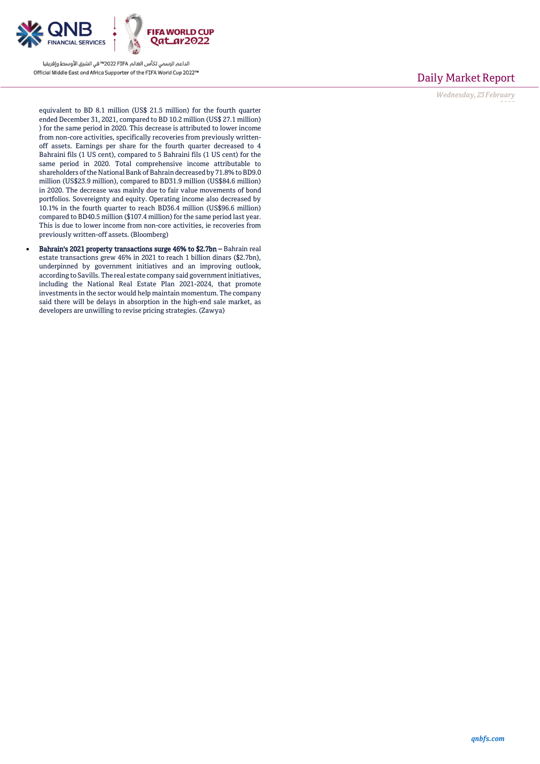equivalent to BD 8.1 million (US$ 21.5 million) for the fourth quarter ended December 31, 2021, compared to BD 10.2 million (US$ 27.1 million) ) for the same period in 2020. This decrease is attributed to lower income from non-core activities, specifically recoveries from previously written-off assets. Earnings per share for the fourth quarter decreased to 4 Bahraini fils (1 US cent), compared to 5 Bahraini fils (1 US cent) for the same period in 2020. Total comprehensive income attributable to shareholders of the National Bank of Bahrain decreased by 71.8% to BD9.0 million (US$23.9 million), compared to BD31.9 million (US$84.6 million) in 2020. The decrease was mainly due to fair value movements of bond portfolios. Sovereignty and equity. Operating income also decreased by 10.1% in the fourth quarter to reach BD36.4 million (US$96.6 million) compared to BD40.5 million ($107.4 million) for the same period last year. This is due to lower income from non-core activities, ie recoveries from previously written-off assets. (Bloomberg)

- **Bahrain's 2021 property transactions surge 46% to $2.7bn –** Bahrain real estate transactions grew 46% in 2021 to reach 1 billion dinars ($2.7bn), underpinned by government initiatives and an improving outlook, according to Savills. The real estate company said government initiatives, including the National Real Estate Plan 2021-2024, that promote investments in the sector would help maintain momentum. The company said there will be delays in absorption in the high-end sale market, as developers are unwilling to revise pricing strategies. (Zawya)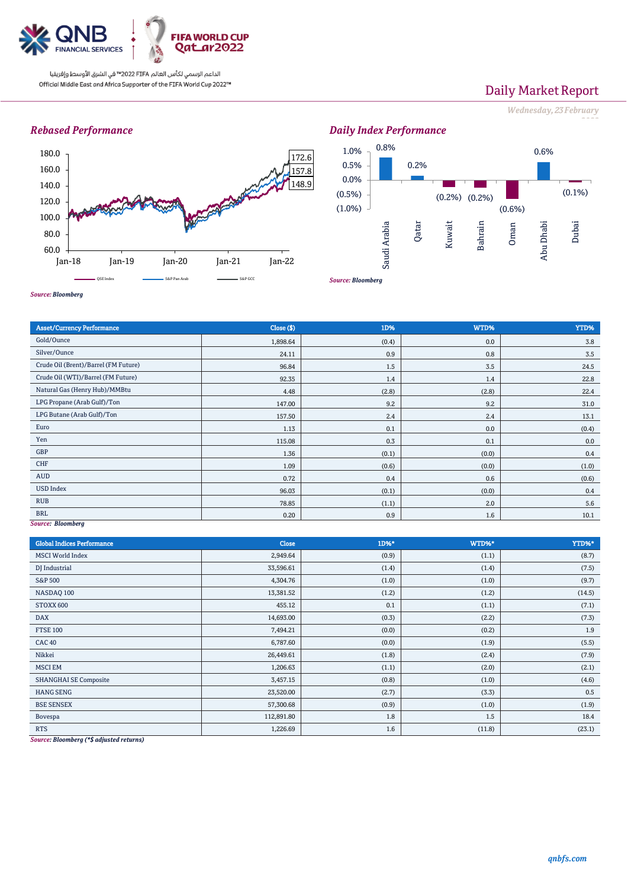الداعم الرسمي لكأس العالم FIFA 2022™ في الشرق الأوسط وإفريقيا
Official Middle East and Africa Supporter of the FIFA World Cup 2022™

# Daily Market Report

*Wednesday, 23 February*

## *Rebased Performance*

*Source: Bloomberg*

## *Daily Index Performance*

| | Saudi Arabia | Qatar | Kuwait | Bahrain | Oman | Abu Dhabi | Dubai |
|---|---|---|---|---|---|---|---|
| Daily Index Performance | 0.8% | 0.2% | (0.2%) | (0.2%) | (0.6%) | 0.6% | (0.1%) |

*Source: Bloomberg*

| Asset/Currency Performance | Close ($) | 1D% | WTD% | YTD% |
|---|---|---|---|---|
| Gold/Ounce | 1,898.64 | (0.4) | 0.0 | 3.8 |
| Silver/Ounce | 24.11 | 0.9 | 0.8 | 3.5 |
| Crude Oil (Brent)/Barrel (FM Future) | 96.84 | 1.5 | 3.5 | 24.5 |
| Crude Oil (WTI)/Barrel (FM Future) | 92.35 | 1.4 | 1.4 | 22.8 |
| Natural Gas (Henry Hub)/MMBtu | 4.48 | (2.8) | (2.8) | 22.4 |
| LPG Propane (Arab Gulf)/Ton | 147.00 | 9.2 | 9.2 | 31.0 |
| LPG Butane (Arab Gulf)/Ton | 157.50 | 2.4 | 2.4 | 13.1 |
| Euro | 1.13 | 0.1 | 0.0 | (0.4) |
| Yen | 115.08 | 0.3 | 0.1 | 0.0 |
| GBP | 1.36 | (0.1) | (0.0) | 0.4 |
| CHF | 1.09 | (0.6) | (0.0) | (1.0) |
| AUD | 0.72 | 0.4 | 0.6 | (0.6) |
| USD Index | 96.03 | (0.1) | (0.0) | 0.4 |
| RUB | 78.85 | (1.1) | 2.0 | 5.6 |
| BRL | 0.20 | 0.9 | 1.6 | 10.1 |

*Source: Bloomberg*

| Global Indices Performance | Close | 1D%* | WTD%* | YTD%* |
|---|---|---|---|---|
| MSCI World Index | 2,949.64 | (0.9) | (1.1) | (8.7) |
| DJ Industrial | 33,596.61 | (1.4) | (1.4) | (7.5) |
| S&P 500 | 4,304.76 | (1.0) | (1.0) | (9.7) |
| NASDAQ 100 | 13,381.52 | (1.2) | (1.2) | (14.5) |
| STOXX 600 | 455.12 | 0.1 | (1.1) | (7.1) |
| DAX | 14,693.00 | (0.3) | (2.2) | (7.3) |
| FTSE 100 | 7,494.21 | (0.0) | (0.2) | 1.9 |
| CAC 40 | 6,787.60 | (0.0) | (1.9) | (5.5) |
| Nikkei | 26,449.61 | (1.8) | (2.4) | (7.9) |
| MSCI EM | 1,206.63 | (1.1) | (2.0) | (2.1) |
| SHANGHAI SE Composite | 3,457.15 | (0.8) | (1.0) | (4.6) |
| HANG SENG | 23,520.00 | (2.7) | (3.3) | 0.5 |
| BSE SENSEX | 57,300.68 | (0.9) | (1.0) | (1.9) |
| Bovespa | 112,891.80 | 1.8 | 1.5 | 18.4 |
| RTS | 1,226.69 | 1.6 | (11.8) | (23.1) |

*Source: Bloomberg (*$ adjusted returns)*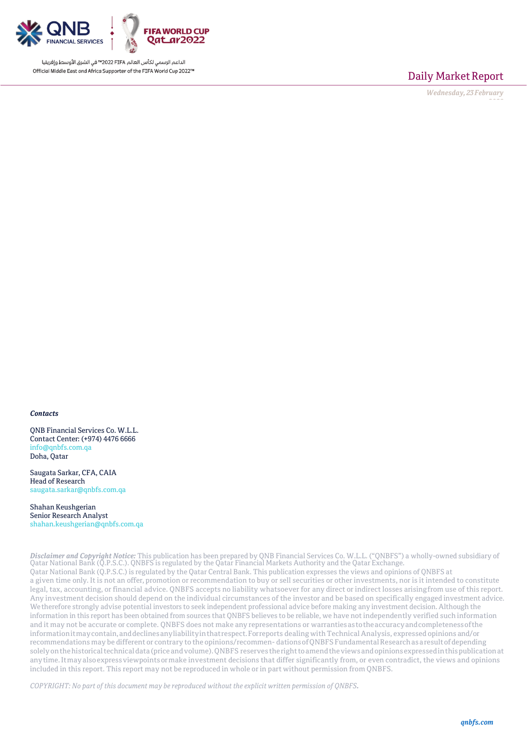*Contacts*

QNB Financial Services Co. W.L.L.
Contact Center: (+974) 4476 6666
info@qnbfs.com.qa
Doha, Qatar

Saugata Sarkar, CFA, CAIA
Head of Research
saugata.sarkar@qnbfs.com.qa

Shahan Keushgerian
Senior Research Analyst
shahan.keushgerian@qnbfs.com.qa

***Disclaimer and Copyright Notice:*** This publication has been prepared by QNB Financial Services Co. W.L.L. ("QNBFS") a wholly-owned subsidiary of Qatar National Bank (Q.P.S.C.). QNBFS is regulated by the Qatar Financial Markets Authority and the Qatar Exchange. Qatar National Bank (Q.P.S.C.) is regulated by the Qatar Central Bank. This publication expresses the views and opinions of QNBFS at a given time only. It is not an offer, promotion or recommendation to buy or sell securities or other investments, nor is it intended to constitute legal, tax, accounting, or financial advice. QNBFS accepts no liability whatsoever for any direct or indirect losses arising from use of this report. Any investment decision should depend on the individual circumstances of the investor and be based on specifically engaged investment advice. We therefore strongly advise potential investors to seek independent professional advice before making any investment decision. Although the information in this report has been obtained from sources that QNBFS believes to be reliable, we have not independently verified such information and it may not be accurate or complete. QNBFS does not make any representations or warranties as to the accuracy and completeness of the information it may contain, and declines any liability in that respect. For reports dealing with Technical Analysis, expressed opinions and/or recommendations may be different or contrary to the opinions/recommen- dations of QNBFS Fundamental Research as a result of depending solely on the historical technical data (price and volume). QNBFS reserves the right to amend the views and opinions expressed in this publication at any time. It may also express viewpoints or make investment decisions that differ significantly from, or even contradict, the views and opinions included in this report. This report may not be reproduced in whole or in part without permission from QNBFS.

*COPYRIGHT: No part of this document may be reproduced without the explicit written permission of QNBFS.*